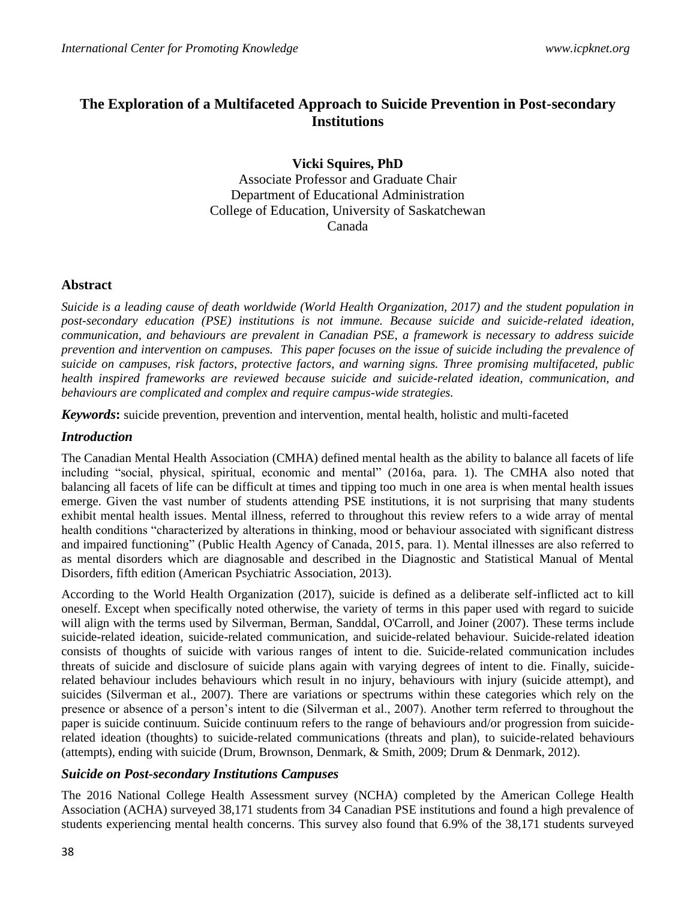# The Exploration of a Multifaceted Approach to Suicide Prevention in Post-secondary Institutions

**Vicki Squires, PhD**
Associate Professor and Graduate Chair
Department of Educational Administration
College of Education, University of Saskatchewan
Canada

## Abstract

*Suicide is a leading cause of death worldwide (World Health Organization, 2017) and the student population in post-secondary education (PSE) institutions is not immune. Because suicide and suicide-related ideation, communication, and behaviours are prevalent in Canadian PSE, a framework is necessary to address suicide prevention and intervention on campuses. This paper focuses on the issue of suicide including the prevalence of suicide on campuses, risk factors, protective factors, and warning signs. Three promising multifaceted, public health inspired frameworks are reviewed because suicide and suicide-related ideation, communication, and behaviours are complicated and complex and require campus-wide strategies.*

***Keywords*:** suicide prevention, prevention and intervention, mental health, holistic and multi-faceted

## *Introduction*

The Canadian Mental Health Association (CMHA) defined mental health as the ability to balance all facets of life including "social, physical, spiritual, economic and mental" (2016a, para. 1). The CMHA also noted that balancing all facets of life can be difficult at times and tipping too much in one area is when mental health issues emerge. Given the vast number of students attending PSE institutions, it is not surprising that many students exhibit mental health issues. Mental illness, referred to throughout this review refers to a wide array of mental health conditions "characterized by alterations in thinking, mood or behaviour associated with significant distress and impaired functioning" (Public Health Agency of Canada, 2015, para. 1). Mental illnesses are also referred to as mental disorders which are diagnosable and described in the Diagnostic and Statistical Manual of Mental Disorders, fifth edition (American Psychiatric Association, 2013).

According to the World Health Organization (2017), suicide is defined as a deliberate self-inflicted act to kill oneself. Except when specifically noted otherwise, the variety of terms in this paper used with regard to suicide will align with the terms used by Silverman, Berman, Sanddal, O'Carroll, and Joiner (2007). These terms include suicide-related ideation, suicide-related communication, and suicide-related behaviour. Suicide-related ideation consists of thoughts of suicide with various ranges of intent to die. Suicide-related communication includes threats of suicide and disclosure of suicide plans again with varying degrees of intent to die. Finally, suicide-related behaviour includes behaviours which result in no injury, behaviours with injury (suicide attempt), and suicides (Silverman et al., 2007). There are variations or spectrums within these categories which rely on the presence or absence of a person's intent to die (Silverman et al., 2007). Another term referred to throughout the paper is suicide continuum. Suicide continuum refers to the range of behaviours and/or progression from suicide-related ideation (thoughts) to suicide-related communications (threats and plan), to suicide-related behaviours (attempts), ending with suicide (Drum, Brownson, Denmark, & Smith, 2009; Drum & Denmark, 2012).

## *Suicide on Post-secondary Institutions Campuses*

The 2016 National College Health Assessment survey (NCHA) completed by the American College Health Association (ACHA) surveyed 38,171 students from 34 Canadian PSE institutions and found a high prevalence of students experiencing mental health concerns. This survey also found that 6.9% of the 38,171 students surveyed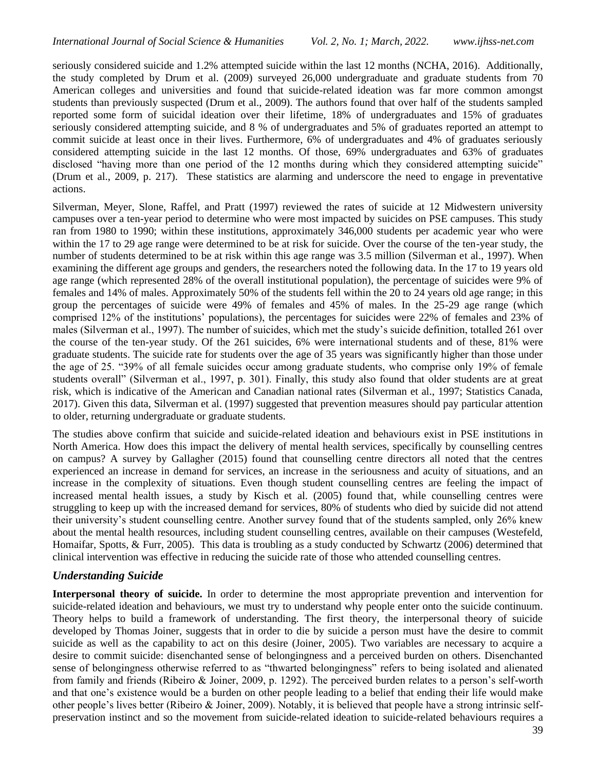seriously considered suicide and 1.2% attempted suicide within the last 12 months (NCHA, 2016). Additionally, the study completed by Drum et al. (2009) surveyed 26,000 undergraduate and graduate students from 70 American colleges and universities and found that suicide-related ideation was far more common amongst students than previously suspected (Drum et al., 2009). The authors found that over half of the students sampled reported some form of suicidal ideation over their lifetime, 18% of undergraduates and 15% of graduates seriously considered attempting suicide, and 8 % of undergraduates and 5% of graduates reported an attempt to commit suicide at least once in their lives. Furthermore, 6% of undergraduates and 4% of graduates seriously considered attempting suicide in the last 12 months. Of those, 69% undergraduates and 63% of graduates disclosed "having more than one period of the 12 months during which they considered attempting suicide" (Drum et al., 2009, p. 217). These statistics are alarming and underscore the need to engage in preventative actions.

Silverman, Meyer, Slone, Raffel, and Pratt (1997) reviewed the rates of suicide at 12 Midwestern university campuses over a ten-year period to determine who were most impacted by suicides on PSE campuses. This study ran from 1980 to 1990; within these institutions, approximately 346,000 students per academic year who were within the 17 to 29 age range were determined to be at risk for suicide. Over the course of the ten-year study, the number of students determined to be at risk within this age range was 3.5 million (Silverman et al., 1997). When examining the different age groups and genders, the researchers noted the following data. In the 17 to 19 years old age range (which represented 28% of the overall institutional population), the percentage of suicides were 9% of females and 14% of males. Approximately 50% of the students fell within the 20 to 24 years old age range; in this group the percentages of suicide were 49% of females and 45% of males. In the 25-29 age range (which comprised 12% of the institutions' populations), the percentages for suicides were 22% of females and 23% of males (Silverman et al., 1997). The number of suicides, which met the study's suicide definition, totalled 261 over the course of the ten-year study. Of the 261 suicides, 6% were international students and of these, 81% were graduate students. The suicide rate for students over the age of 35 years was significantly higher than those under the age of 25. "39% of all female suicides occur among graduate students, who comprise only 19% of female students overall" (Silverman et al., 1997, p. 301). Finally, this study also found that older students are at great risk, which is indicative of the American and Canadian national rates (Silverman et al., 1997; Statistics Canada, 2017). Given this data, Silverman et al. (1997) suggested that prevention measures should pay particular attention to older, returning undergraduate or graduate students.

The studies above confirm that suicide and suicide-related ideation and behaviours exist in PSE institutions in North America. How does this impact the delivery of mental health services, specifically by counselling centres on campus? A survey by Gallagher (2015) found that counselling centre directors all noted that the centres experienced an increase in demand for services, an increase in the seriousness and acuity of situations, and an increase in the complexity of situations. Even though student counselling centres are feeling the impact of increased mental health issues, a study by Kisch et al. (2005) found that, while counselling centres were struggling to keep up with the increased demand for services, 80% of students who died by suicide did not attend their university's student counselling centre. Another survey found that of the students sampled, only 26% knew about the mental health resources, including student counselling centres, available on their campuses (Westefeld, Homaifar, Spotts, & Furr, 2005). This data is troubling as a study conducted by Schwartz (2006) determined that clinical intervention was effective in reducing the suicide rate of those who attended counselling centres.

## *Understanding Suicide*

**Interpersonal theory of suicide.** In order to determine the most appropriate prevention and intervention for suicide-related ideation and behaviours, we must try to understand why people enter onto the suicide continuum. Theory helps to build a framework of understanding. The first theory, the interpersonal theory of suicide developed by Thomas Joiner, suggests that in order to die by suicide a person must have the desire to commit suicide as well as the capability to act on this desire (Joiner, 2005). Two variables are necessary to acquire a desire to commit suicide: disenchanted sense of belongingness and a perceived burden on others. Disenchanted sense of belongingness otherwise referred to as "thwarted belongingness" refers to being isolated and alienated from family and friends (Ribeiro & Joiner, 2009, p. 1292). The perceived burden relates to a person's self-worth and that one's existence would be a burden on other people leading to a belief that ending their life would make other people's lives better (Ribeiro & Joiner, 2009). Notably, it is believed that people have a strong intrinsic self-preservation instinct and so the movement from suicide-related ideation to suicide-related behaviours requires a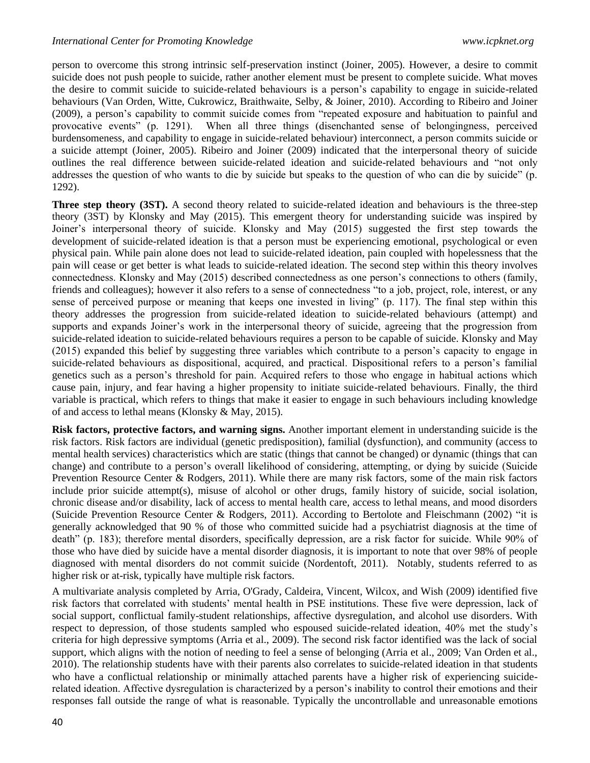person to overcome this strong intrinsic self-preservation instinct (Joiner, 2005). However, a desire to commit suicide does not push people to suicide, rather another element must be present to complete suicide. What moves the desire to commit suicide to suicide-related behaviours is a person's capability to engage in suicide-related behaviours (Van Orden, Witte, Cukrowicz, Braithwaite, Selby, & Joiner, 2010). According to Ribeiro and Joiner (2009), a person's capability to commit suicide comes from "repeated exposure and habituation to painful and provocative events" (p. 1291). When all three things (disenchanted sense of belongingness, perceived burdensomeness, and capability to engage in suicide-related behaviour) interconnect, a person commits suicide or a suicide attempt (Joiner, 2005). Ribeiro and Joiner (2009) indicated that the interpersonal theory of suicide outlines the real difference between suicide-related ideation and suicide-related behaviours and "not only addresses the question of who wants to die by suicide but speaks to the question of who can die by suicide" (p. 1292).

**Three step theory (3ST).** A second theory related to suicide-related ideation and behaviours is the three-step theory (3ST) by Klonsky and May (2015). This emergent theory for understanding suicide was inspired by Joiner's interpersonal theory of suicide. Klonsky and May (2015) suggested the first step towards the development of suicide-related ideation is that a person must be experiencing emotional, psychological or even physical pain. While pain alone does not lead to suicide-related ideation, pain coupled with hopelessness that the pain will cease or get better is what leads to suicide-related ideation. The second step within this theory involves connectedness. Klonsky and May (2015) described connectedness as one person's connections to others (family, friends and colleagues); however it also refers to a sense of connectedness "to a job, project, role, interest, or any sense of perceived purpose or meaning that keeps one invested in living" (p. 117). The final step within this theory addresses the progression from suicide-related ideation to suicide-related behaviours (attempt) and supports and expands Joiner's work in the interpersonal theory of suicide, agreeing that the progression from suicide-related ideation to suicide-related behaviours requires a person to be capable of suicide. Klonsky and May (2015) expanded this belief by suggesting three variables which contribute to a person's capacity to engage in suicide-related behaviours as dispositional, acquired, and practical. Dispositional refers to a person's familial genetics such as a person's threshold for pain. Acquired refers to those who engage in habitual actions which cause pain, injury, and fear having a higher propensity to initiate suicide-related behaviours. Finally, the third variable is practical, which refers to things that make it easier to engage in such behaviours including knowledge of and access to lethal means (Klonsky & May, 2015).

**Risk factors, protective factors, and warning signs.** Another important element in understanding suicide is the risk factors. Risk factors are individual (genetic predisposition), familial (dysfunction), and community (access to mental health services) characteristics which are static (things that cannot be changed) or dynamic (things that can change) and contribute to a person's overall likelihood of considering, attempting, or dying by suicide (Suicide Prevention Resource Center & Rodgers, 2011). While there are many risk factors, some of the main risk factors include prior suicide attempt(s), misuse of alcohol or other drugs, family history of suicide, social isolation, chronic disease and/or disability, lack of access to mental health care, access to lethal means, and mood disorders (Suicide Prevention Resource Center & Rodgers, 2011). According to Bertolote and Fleischmann (2002) "it is generally acknowledged that 90 % of those who committed suicide had a psychiatrist diagnosis at the time of death" (p. 183); therefore mental disorders, specifically depression, are a risk factor for suicide. While 90% of those who have died by suicide have a mental disorder diagnosis, it is important to note that over 98% of people diagnosed with mental disorders do not commit suicide (Nordentoft, 2011). Notably, students referred to as higher risk or at-risk, typically have multiple risk factors.

A multivariate analysis completed by Arria, O'Grady, Caldeira, Vincent, Wilcox, and Wish (2009) identified five risk factors that correlated with students' mental health in PSE institutions. These five were depression, lack of social support, conflictual family-student relationships, affective dysregulation, and alcohol use disorders. With respect to depression, of those students sampled who espoused suicide-related ideation, 40% met the study's criteria for high depressive symptoms (Arria et al., 2009). The second risk factor identified was the lack of social support, which aligns with the notion of needing to feel a sense of belonging (Arria et al., 2009; Van Orden et al., 2010). The relationship students have with their parents also correlates to suicide-related ideation in that students who have a conflictual relationship or minimally attached parents have a higher risk of experiencing suicide-related ideation. Affective dysregulation is characterized by a person's inability to control their emotions and their responses fall outside the range of what is reasonable. Typically the uncontrollable and unreasonable emotions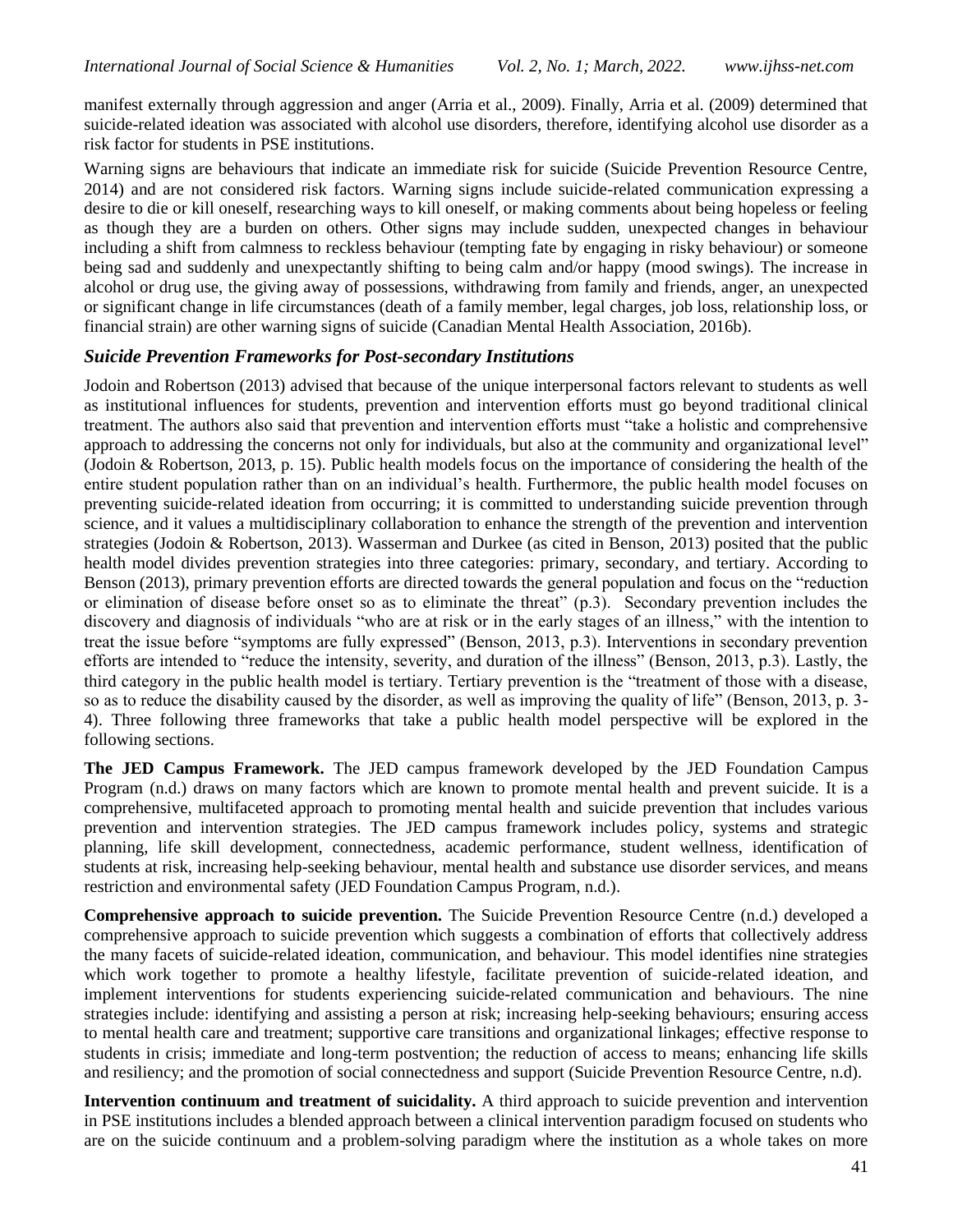manifest externally through aggression and anger (Arria et al., 2009). Finally, Arria et al. (2009) determined that suicide-related ideation was associated with alcohol use disorders, therefore, identifying alcohol use disorder as a risk factor for students in PSE institutions.

Warning signs are behaviours that indicate an immediate risk for suicide (Suicide Prevention Resource Centre, 2014) and are not considered risk factors. Warning signs include suicide-related communication expressing a desire to die or kill oneself, researching ways to kill oneself, or making comments about being hopeless or feeling as though they are a burden on others. Other signs may include sudden, unexpected changes in behaviour including a shift from calmness to reckless behaviour (tempting fate by engaging in risky behaviour) or someone being sad and suddenly and unexpectantly shifting to being calm and/or happy (mood swings). The increase in alcohol or drug use, the giving away of possessions, withdrawing from family and friends, anger, an unexpected or significant change in life circumstances (death of a family member, legal charges, job loss, relationship loss, or financial strain) are other warning signs of suicide (Canadian Mental Health Association, 2016b).

### *Suicide Prevention Frameworks for Post-secondary Institutions*

Jodoin and Robertson (2013) advised that because of the unique interpersonal factors relevant to students as well as institutional influences for students, prevention and intervention efforts must go beyond traditional clinical treatment. The authors also said that prevention and intervention efforts must "take a holistic and comprehensive approach to addressing the concerns not only for individuals, but also at the community and organizational level" (Jodoin & Robertson, 2013, p. 15). Public health models focus on the importance of considering the health of the entire student population rather than on an individual's health. Furthermore, the public health model focuses on preventing suicide-related ideation from occurring; it is committed to understanding suicide prevention through science, and it values a multidisciplinary collaboration to enhance the strength of the prevention and intervention strategies (Jodoin & Robertson, 2013). Wasserman and Durkee (as cited in Benson, 2013) posited that the public health model divides prevention strategies into three categories: primary, secondary, and tertiary. According to Benson (2013), primary prevention efforts are directed towards the general population and focus on the "reduction or elimination of disease before onset so as to eliminate the threat" (p.3). Secondary prevention includes the discovery and diagnosis of individuals "who are at risk or in the early stages of an illness," with the intention to treat the issue before "symptoms are fully expressed" (Benson, 2013, p.3). Interventions in secondary prevention efforts are intended to "reduce the intensity, severity, and duration of the illness" (Benson, 2013, p.3). Lastly, the third category in the public health model is tertiary. Tertiary prevention is the "treatment of those with a disease, so as to reduce the disability caused by the disorder, as well as improving the quality of life" (Benson, 2013, p. 3-4). Three following three frameworks that take a public health model perspective will be explored in the following sections.

**The JED Campus Framework.** The JED campus framework developed by the JED Foundation Campus Program (n.d.) draws on many factors which are known to promote mental health and prevent suicide. It is a comprehensive, multifaceted approach to promoting mental health and suicide prevention that includes various prevention and intervention strategies. The JED campus framework includes policy, systems and strategic planning, life skill development, connectedness, academic performance, student wellness, identification of students at risk, increasing help-seeking behaviour, mental health and substance use disorder services, and means restriction and environmental safety (JED Foundation Campus Program, n.d.).

**Comprehensive approach to suicide prevention.** The Suicide Prevention Resource Centre (n.d.) developed a comprehensive approach to suicide prevention which suggests a combination of efforts that collectively address the many facets of suicide-related ideation, communication, and behaviour. This model identifies nine strategies which work together to promote a healthy lifestyle, facilitate prevention of suicide-related ideation, and implement interventions for students experiencing suicide-related communication and behaviours. The nine strategies include: identifying and assisting a person at risk; increasing help-seeking behaviours; ensuring access to mental health care and treatment; supportive care transitions and organizational linkages; effective response to students in crisis; immediate and long-term postvention; the reduction of access to means; enhancing life skills and resiliency; and the promotion of social connectedness and support (Suicide Prevention Resource Centre, n.d).

**Intervention continuum and treatment of suicidality.** A third approach to suicide prevention and intervention in PSE institutions includes a blended approach between a clinical intervention paradigm focused on students who are on the suicide continuum and a problem-solving paradigm where the institution as a whole takes on more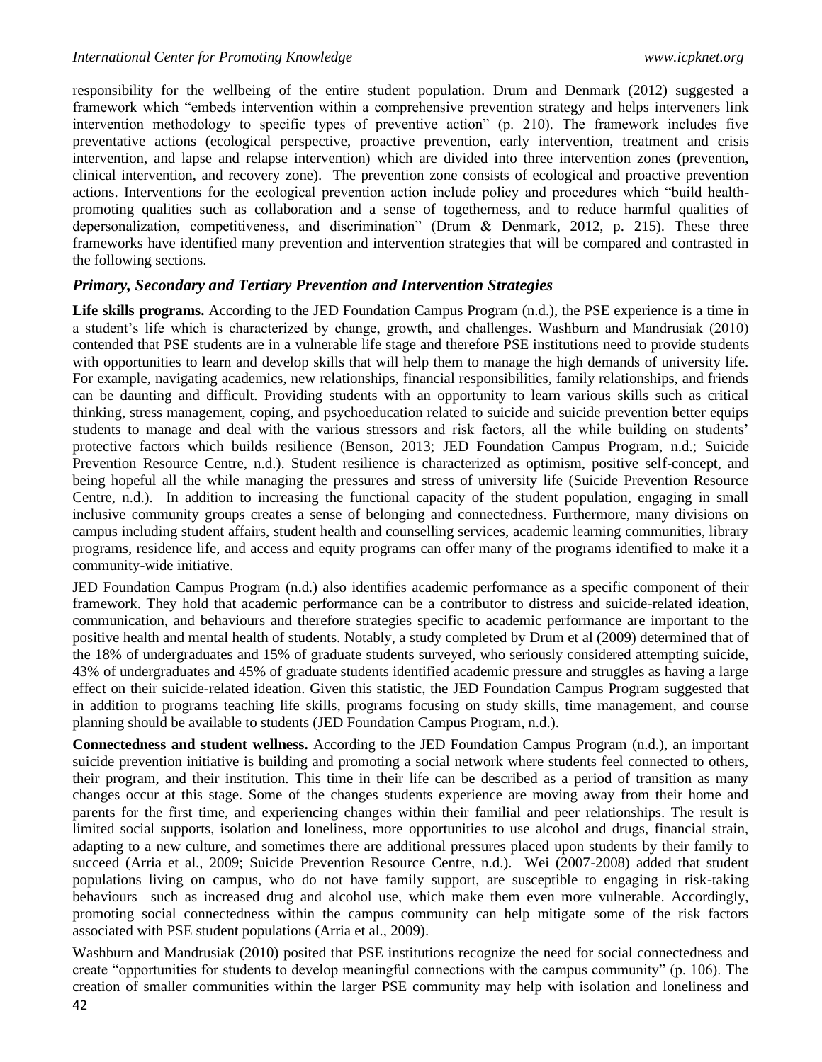responsibility for the wellbeing of the entire student population. Drum and Denmark (2012) suggested a framework which "embeds intervention within a comprehensive prevention strategy and helps interveners link intervention methodology to specific types of preventive action" (p. 210). The framework includes five preventative actions (ecological perspective, proactive prevention, early intervention, treatment and crisis intervention, and lapse and relapse intervention) which are divided into three intervention zones (prevention, clinical intervention, and recovery zone). The prevention zone consists of ecological and proactive prevention actions. Interventions for the ecological prevention action include policy and procedures which "build health-promoting qualities such as collaboration and a sense of togetherness, and to reduce harmful qualities of depersonalization, competitiveness, and discrimination" (Drum & Denmark, 2012, p. 215). These three frameworks have identified many prevention and intervention strategies that will be compared and contrasted in the following sections.

### *Primary, Secondary and Tertiary Prevention and Intervention Strategies*

**Life skills programs.** According to the JED Foundation Campus Program (n.d.), the PSE experience is a time in a student's life which is characterized by change, growth, and challenges. Washburn and Mandrusiak (2010) contended that PSE students are in a vulnerable life stage and therefore PSE institutions need to provide students with opportunities to learn and develop skills that will help them to manage the high demands of university life. For example, navigating academics, new relationships, financial responsibilities, family relationships, and friends can be daunting and difficult. Providing students with an opportunity to learn various skills such as critical thinking, stress management, coping, and psychoeducation related to suicide and suicide prevention better equips students to manage and deal with the various stressors and risk factors, all the while building on students' protective factors which builds resilience (Benson, 2013; JED Foundation Campus Program, n.d.; Suicide Prevention Resource Centre, n.d.). Student resilience is characterized as optimism, positive self-concept, and being hopeful all the while managing the pressures and stress of university life (Suicide Prevention Resource Centre, n.d.). In addition to increasing the functional capacity of the student population, engaging in small inclusive community groups creates a sense of belonging and connectedness. Furthermore, many divisions on campus including student affairs, student health and counselling services, academic learning communities, library programs, residence life, and access and equity programs can offer many of the programs identified to make it a community-wide initiative.

JED Foundation Campus Program (n.d.) also identifies academic performance as a specific component of their framework. They hold that academic performance can be a contributor to distress and suicide-related ideation, communication, and behaviours and therefore strategies specific to academic performance are important to the positive health and mental health of students. Notably, a study completed by Drum et al (2009) determined that of the 18% of undergraduates and 15% of graduate students surveyed, who seriously considered attempting suicide, 43% of undergraduates and 45% of graduate students identified academic pressure and struggles as having a large effect on their suicide-related ideation. Given this statistic, the JED Foundation Campus Program suggested that in addition to programs teaching life skills, programs focusing on study skills, time management, and course planning should be available to students (JED Foundation Campus Program, n.d.).

**Connectedness and student wellness.** According to the JED Foundation Campus Program (n.d.), an important suicide prevention initiative is building and promoting a social network where students feel connected to others, their program, and their institution. This time in their life can be described as a period of transition as many changes occur at this stage. Some of the changes students experience are moving away from their home and parents for the first time, and experiencing changes within their familial and peer relationships. The result is limited social supports, isolation and loneliness, more opportunities to use alcohol and drugs, financial strain, adapting to a new culture, and sometimes there are additional pressures placed upon students by their family to succeed (Arria et al., 2009; Suicide Prevention Resource Centre, n.d.). Wei (2007-2008) added that student populations living on campus, who do not have family support, are susceptible to engaging in risk-taking behaviours such as increased drug and alcohol use, which make them even more vulnerable. Accordingly, promoting social connectedness within the campus community can help mitigate some of the risk factors associated with PSE student populations (Arria et al., 2009).

Washburn and Mandrusiak (2010) posited that PSE institutions recognize the need for social connectedness and create "opportunities for students to develop meaningful connections with the campus community" (p. 106). The creation of smaller communities within the larger PSE community may help with isolation and loneliness and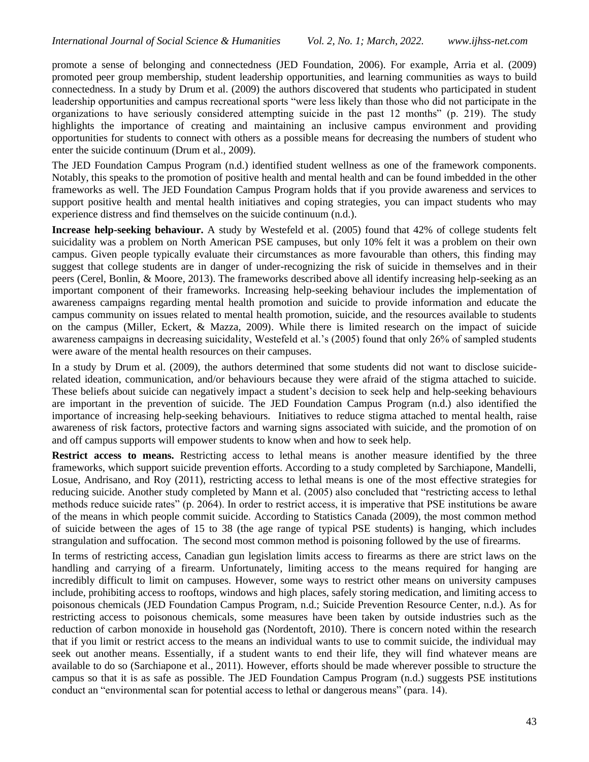promote a sense of belonging and connectedness (JED Foundation, 2006). For example, Arria et al. (2009) promoted peer group membership, student leadership opportunities, and learning communities as ways to build connectedness. In a study by Drum et al. (2009) the authors discovered that students who participated in student leadership opportunities and campus recreational sports "were less likely than those who did not participate in the organizations to have seriously considered attempting suicide in the past 12 months" (p. 219). The study highlights the importance of creating and maintaining an inclusive campus environment and providing opportunities for students to connect with others as a possible means for decreasing the numbers of student who enter the suicide continuum (Drum et al., 2009).

The JED Foundation Campus Program (n.d.) identified student wellness as one of the framework components. Notably, this speaks to the promotion of positive health and mental health and can be found imbedded in the other frameworks as well. The JED Foundation Campus Program holds that if you provide awareness and services to support positive health and mental health initiatives and coping strategies, you can impact students who may experience distress and find themselves on the suicide continuum (n.d.).

**Increase help-seeking behaviour.** A study by Westefeld et al. (2005) found that 42% of college students felt suicidality was a problem on North American PSE campuses, but only 10% felt it was a problem on their own campus. Given people typically evaluate their circumstances as more favourable than others, this finding may suggest that college students are in danger of under-recognizing the risk of suicide in themselves and in their peers (Cerel, Bonlin, & Moore, 2013). The frameworks described above all identify increasing help-seeking as an important component of their frameworks. Increasing help-seeking behaviour includes the implementation of awareness campaigns regarding mental health promotion and suicide to provide information and educate the campus community on issues related to mental health promotion, suicide, and the resources available to students on the campus (Miller, Eckert, & Mazza, 2009). While there is limited research on the impact of suicide awareness campaigns in decreasing suicidality, Westefeld et al.'s (2005) found that only 26% of sampled students were aware of the mental health resources on their campuses.

In a study by Drum et al. (2009), the authors determined that some students did not want to disclose suicide-related ideation, communication, and/or behaviours because they were afraid of the stigma attached to suicide. These beliefs about suicide can negatively impact a student's decision to seek help and help-seeking behaviours are important in the prevention of suicide. The JED Foundation Campus Program (n.d.) also identified the importance of increasing help-seeking behaviours. Initiatives to reduce stigma attached to mental health, raise awareness of risk factors, protective factors and warning signs associated with suicide, and the promotion of on and off campus supports will empower students to know when and how to seek help.

**Restrict access to means.** Restricting access to lethal means is another measure identified by the three frameworks, which support suicide prevention efforts. According to a study completed by Sarchiapone, Mandelli, Losue, Andrisano, and Roy (2011), restricting access to lethal means is one of the most effective strategies for reducing suicide. Another study completed by Mann et al. (2005) also concluded that "restricting access to lethal methods reduce suicide rates" (p. 2064). In order to restrict access, it is imperative that PSE institutions be aware of the means in which people commit suicide. According to Statistics Canada (2009), the most common method of suicide between the ages of 15 to 38 (the age range of typical PSE students) is hanging, which includes strangulation and suffocation. The second most common method is poisoning followed by the use of firearms.

In terms of restricting access, Canadian gun legislation limits access to firearms as there are strict laws on the handling and carrying of a firearm. Unfortunately, limiting access to the means required for hanging are incredibly difficult to limit on campuses. However, some ways to restrict other means on university campuses include, prohibiting access to rooftops, windows and high places, safely storing medication, and limiting access to poisonous chemicals (JED Foundation Campus Program, n.d.; Suicide Prevention Resource Center, n.d.). As for restricting access to poisonous chemicals, some measures have been taken by outside industries such as the reduction of carbon monoxide in household gas (Nordentoft, 2010). There is concern noted within the research that if you limit or restrict access to the means an individual wants to use to commit suicide, the individual may seek out another means. Essentially, if a student wants to end their life, they will find whatever means are available to do so (Sarchiapone et al., 2011). However, efforts should be made wherever possible to structure the campus so that it is as safe as possible. The JED Foundation Campus Program (n.d.) suggests PSE institutions conduct an "environmental scan for potential access to lethal or dangerous means" (para. 14).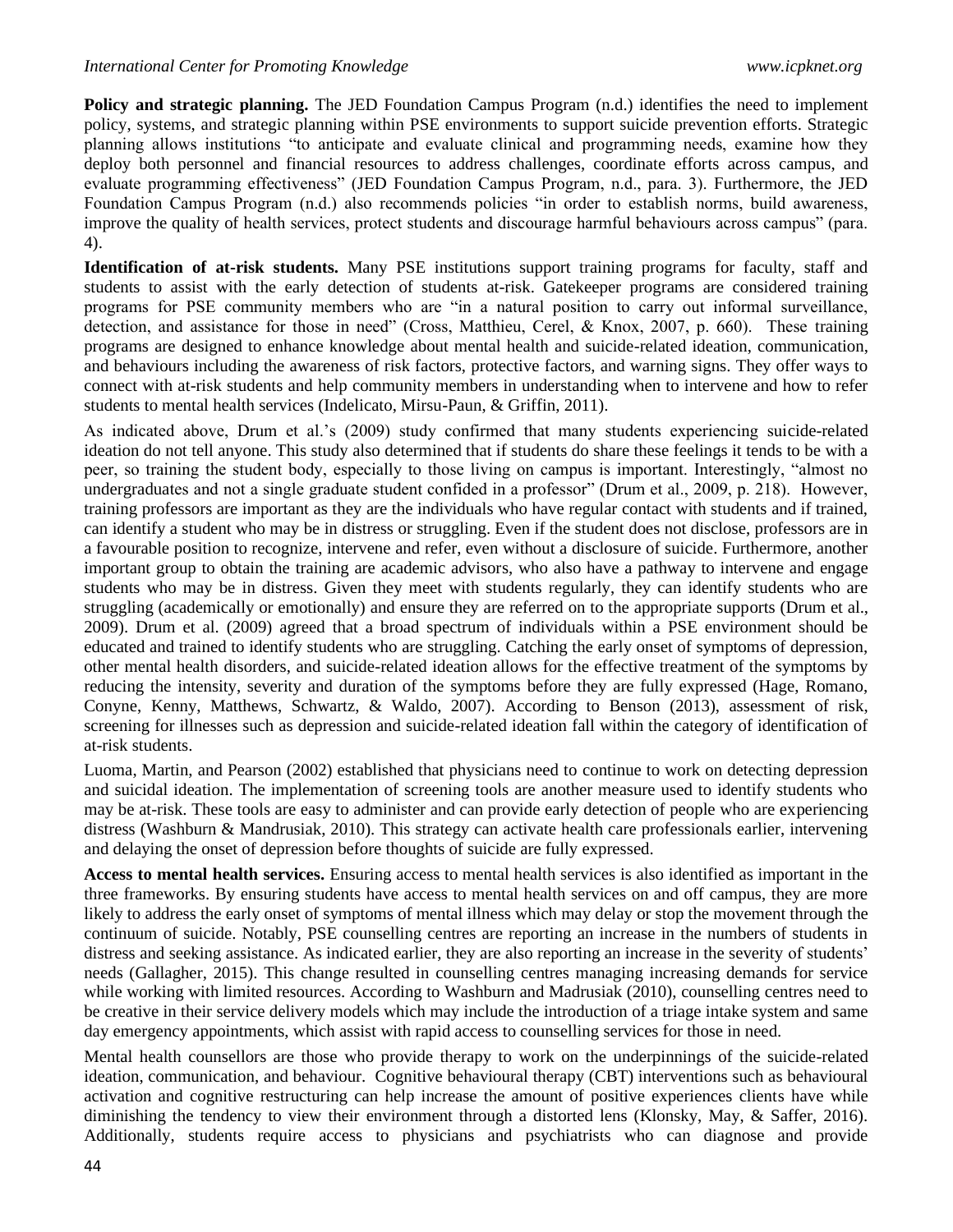**Policy and strategic planning.** The JED Foundation Campus Program (n.d.) identifies the need to implement policy, systems, and strategic planning within PSE environments to support suicide prevention efforts. Strategic planning allows institutions "to anticipate and evaluate clinical and programming needs, examine how they deploy both personnel and financial resources to address challenges, coordinate efforts across campus, and evaluate programming effectiveness" (JED Foundation Campus Program, n.d., para. 3). Furthermore, the JED Foundation Campus Program (n.d.) also recommends policies "in order to establish norms, build awareness, improve the quality of health services, protect students and discourage harmful behaviours across campus" (para. 4).

**Identification of at-risk students.** Many PSE institutions support training programs for faculty, staff and students to assist with the early detection of students at-risk. Gatekeeper programs are considered training programs for PSE community members who are "in a natural position to carry out informal surveillance, detection, and assistance for those in need" (Cross, Matthieu, Cerel, & Knox, 2007, p. 660). These training programs are designed to enhance knowledge about mental health and suicide-related ideation, communication, and behaviours including the awareness of risk factors, protective factors, and warning signs. They offer ways to connect with at-risk students and help community members in understanding when to intervene and how to refer students to mental health services (Indelicato, Mirsu-Paun, & Griffin, 2011).

As indicated above, Drum et al.'s (2009) study confirmed that many students experiencing suicide-related ideation do not tell anyone. This study also determined that if students do share these feelings it tends to be with a peer, so training the student body, especially to those living on campus is important. Interestingly, "almost no undergraduates and not a single graduate student confided in a professor" (Drum et al., 2009, p. 218). However, training professors are important as they are the individuals who have regular contact with students and if trained, can identify a student who may be in distress or struggling. Even if the student does not disclose, professors are in a favourable position to recognize, intervene and refer, even without a disclosure of suicide. Furthermore, another important group to obtain the training are academic advisors, who also have a pathway to intervene and engage students who may be in distress. Given they meet with students regularly, they can identify students who are struggling (academically or emotionally) and ensure they are referred on to the appropriate supports (Drum et al., 2009). Drum et al. (2009) agreed that a broad spectrum of individuals within a PSE environment should be educated and trained to identify students who are struggling. Catching the early onset of symptoms of depression, other mental health disorders, and suicide-related ideation allows for the effective treatment of the symptoms by reducing the intensity, severity and duration of the symptoms before they are fully expressed (Hage, Romano, Conyne, Kenny, Matthews, Schwartz, & Waldo, 2007). According to Benson (2013), assessment of risk, screening for illnesses such as depression and suicide-related ideation fall within the category of identification of at-risk students.

Luoma, Martin, and Pearson (2002) established that physicians need to continue to work on detecting depression and suicidal ideation. The implementation of screening tools are another measure used to identify students who may be at-risk. These tools are easy to administer and can provide early detection of people who are experiencing distress (Washburn & Mandrusiak, 2010). This strategy can activate health care professionals earlier, intervening and delaying the onset of depression before thoughts of suicide are fully expressed.

**Access to mental health services.** Ensuring access to mental health services is also identified as important in the three frameworks. By ensuring students have access to mental health services on and off campus, they are more likely to address the early onset of symptoms of mental illness which may delay or stop the movement through the continuum of suicide. Notably, PSE counselling centres are reporting an increase in the numbers of students in distress and seeking assistance. As indicated earlier, they are also reporting an increase in the severity of students' needs (Gallagher, 2015). This change resulted in counselling centres managing increasing demands for service while working with limited resources. According to Washburn and Madrusiak (2010), counselling centres need to be creative in their service delivery models which may include the introduction of a triage intake system and same day emergency appointments, which assist with rapid access to counselling services for those in need.

Mental health counsellors are those who provide therapy to work on the underpinnings of the suicide-related ideation, communication, and behaviour. Cognitive behavioural therapy (CBT) interventions such as behavioural activation and cognitive restructuring can help increase the amount of positive experiences clients have while diminishing the tendency to view their environment through a distorted lens (Klonsky, May, & Saffer, 2016). Additionally, students require access to physicians and psychiatrists who can diagnose and provide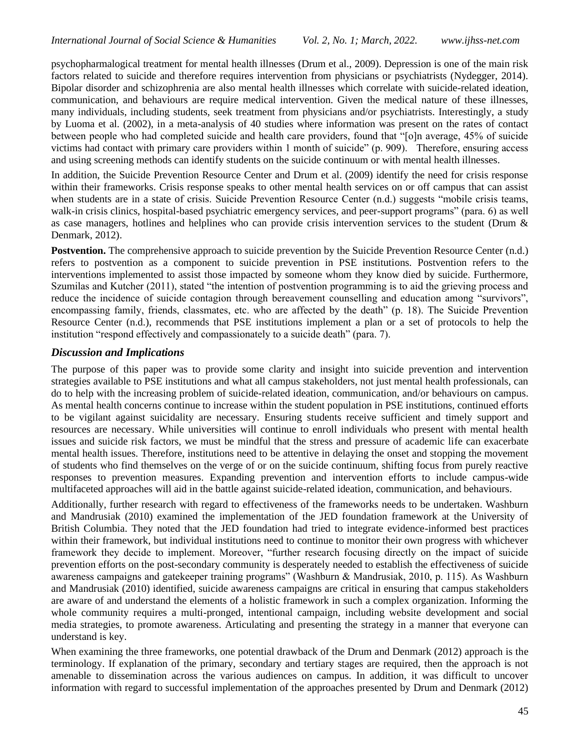psychopharmalogical treatment for mental health illnesses (Drum et al., 2009). Depression is one of the main risk factors related to suicide and therefore requires intervention from physicians or psychiatrists (Nydegger, 2014). Bipolar disorder and schizophrenia are also mental health illnesses which correlate with suicide-related ideation, communication, and behaviours are require medical intervention. Given the medical nature of these illnesses, many individuals, including students, seek treatment from physicians and/or psychiatrists. Interestingly, a study by Luoma et al. (2002), in a meta-analysis of 40 studies where information was present on the rates of contact between people who had completed suicide and health care providers, found that "[o]n average, 45% of suicide victims had contact with primary care providers within 1 month of suicide" (p. 909). Therefore, ensuring access and using screening methods can identify students on the suicide continuum or with mental health illnesses.

In addition, the Suicide Prevention Resource Center and Drum et al. (2009) identify the need for crisis response within their frameworks. Crisis response speaks to other mental health services on or off campus that can assist when students are in a state of crisis. Suicide Prevention Resource Center (n.d.) suggests "mobile crisis teams, walk-in crisis clinics, hospital-based psychiatric emergency services, and peer-support programs" (para. 6) as well as case managers, hotlines and helplines who can provide crisis intervention services to the student (Drum & Denmark, 2012).

**Postvention.** The comprehensive approach to suicide prevention by the Suicide Prevention Resource Center (n.d.) refers to postvention as a component to suicide prevention in PSE institutions. Postvention refers to the interventions implemented to assist those impacted by someone whom they know died by suicide. Furthermore, Szumilas and Kutcher (2011), stated "the intention of postvention programming is to aid the grieving process and reduce the incidence of suicide contagion through bereavement counselling and education among "survivors", encompassing family, friends, classmates, etc. who are affected by the death" (p. 18). The Suicide Prevention Resource Center (n.d.), recommends that PSE institutions implement a plan or a set of protocols to help the institution "respond effectively and compassionately to a suicide death" (para. 7).

## *Discussion and Implications*

The purpose of this paper was to provide some clarity and insight into suicide prevention and intervention strategies available to PSE institutions and what all campus stakeholders, not just mental health professionals, can do to help with the increasing problem of suicide-related ideation, communication, and/or behaviours on campus. As mental health concerns continue to increase within the student population in PSE institutions, continued efforts to be vigilant against suicidality are necessary. Ensuring students receive sufficient and timely support and resources are necessary. While universities will continue to enroll individuals who present with mental health issues and suicide risk factors, we must be mindful that the stress and pressure of academic life can exacerbate mental health issues. Therefore, institutions need to be attentive in delaying the onset and stopping the movement of students who find themselves on the verge of or on the suicide continuum, shifting focus from purely reactive responses to prevention measures. Expanding prevention and intervention efforts to include campus-wide multifaceted approaches will aid in the battle against suicide-related ideation, communication, and behaviours.

Additionally, further research with regard to effectiveness of the frameworks needs to be undertaken. Washburn and Mandrusiak (2010) examined the implementation of the JED foundation framework at the University of British Columbia. They noted that the JED foundation had tried to integrate evidence-informed best practices within their framework, but individual institutions need to continue to monitor their own progress with whichever framework they decide to implement. Moreover, "further research focusing directly on the impact of suicide prevention efforts on the post-secondary community is desperately needed to establish the effectiveness of suicide awareness campaigns and gatekeeper training programs" (Washburn & Mandrusiak, 2010, p. 115). As Washburn and Mandrusiak (2010) identified, suicide awareness campaigns are critical in ensuring that campus stakeholders are aware of and understand the elements of a holistic framework in such a complex organization. Informing the whole community requires a multi-pronged, intentional campaign, including website development and social media strategies, to promote awareness. Articulating and presenting the strategy in a manner that everyone can understand is key.

When examining the three frameworks, one potential drawback of the Drum and Denmark (2012) approach is the terminology. If explanation of the primary, secondary and tertiary stages are required, then the approach is not amenable to dissemination across the various audiences on campus. In addition, it was difficult to uncover information with regard to successful implementation of the approaches presented by Drum and Denmark (2012)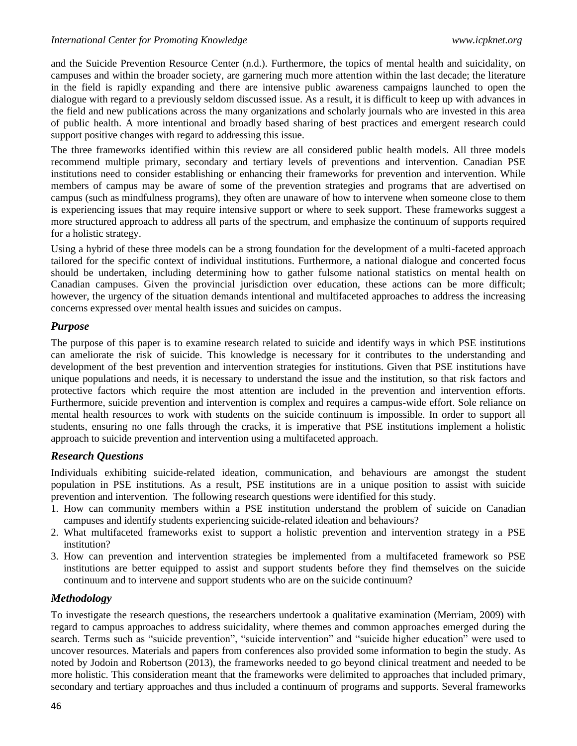and the Suicide Prevention Resource Center (n.d.). Furthermore, the topics of mental health and suicidality, on campuses and within the broader society, are garnering much more attention within the last decade; the literature in the field is rapidly expanding and there are intensive public awareness campaigns launched to open the dialogue with regard to a previously seldom discussed issue. As a result, it is difficult to keep up with advances in the field and new publications across the many organizations and scholarly journals who are invested in this area of public health. A more intentional and broadly based sharing of best practices and emergent research could support positive changes with regard to addressing this issue.

The three frameworks identified within this review are all considered public health models. All three models recommend multiple primary, secondary and tertiary levels of preventions and intervention. Canadian PSE institutions need to consider establishing or enhancing their frameworks for prevention and intervention. While members of campus may be aware of some of the prevention strategies and programs that are advertised on campus (such as mindfulness programs), they often are unaware of how to intervene when someone close to them is experiencing issues that may require intensive support or where to seek support. These frameworks suggest a more structured approach to address all parts of the spectrum, and emphasize the continuum of supports required for a holistic strategy.

Using a hybrid of these three models can be a strong foundation for the development of a multi-faceted approach tailored for the specific context of individual institutions. Furthermore, a national dialogue and concerted focus should be undertaken, including determining how to gather fulsome national statistics on mental health on Canadian campuses. Given the provincial jurisdiction over education, these actions can be more difficult; however, the urgency of the situation demands intentional and multifaceted approaches to address the increasing concerns expressed over mental health issues and suicides on campus.

### *Purpose*

The purpose of this paper is to examine research related to suicide and identify ways in which PSE institutions can ameliorate the risk of suicide. This knowledge is necessary for it contributes to the understanding and development of the best prevention and intervention strategies for institutions. Given that PSE institutions have unique populations and needs, it is necessary to understand the issue and the institution, so that risk factors and protective factors which require the most attention are included in the prevention and intervention efforts. Furthermore, suicide prevention and intervention is complex and requires a campus-wide effort. Sole reliance on mental health resources to work with students on the suicide continuum is impossible. In order to support all students, ensuring no one falls through the cracks, it is imperative that PSE institutions implement a holistic approach to suicide prevention and intervention using a multifaceted approach.

### *Research Questions*

Individuals exhibiting suicide-related ideation, communication, and behaviours are amongst the student population in PSE institutions. As a result, PSE institutions are in a unique position to assist with suicide prevention and intervention. The following research questions were identified for this study.

1. How can community members within a PSE institution understand the problem of suicide on Canadian campuses and identify students experiencing suicide-related ideation and behaviours?
2. What multifaceted frameworks exist to support a holistic prevention and intervention strategy in a PSE institution?
3. How can prevention and intervention strategies be implemented from a multifaceted framework so PSE institutions are better equipped to assist and support students before they find themselves on the suicide continuum and to intervene and support students who are on the suicide continuum?

### *Methodology*

To investigate the research questions, the researchers undertook a qualitative examination (Merriam, 2009) with regard to campus approaches to address suicidality, where themes and common approaches emerged during the search. Terms such as "suicide prevention", "suicide intervention" and "suicide higher education" were used to uncover resources. Materials and papers from conferences also provided some information to begin the study. As noted by Jodoin and Robertson (2013), the frameworks needed to go beyond clinical treatment and needed to be more holistic. This consideration meant that the frameworks were delimited to approaches that included primary, secondary and tertiary approaches and thus included a continuum of programs and supports. Several frameworks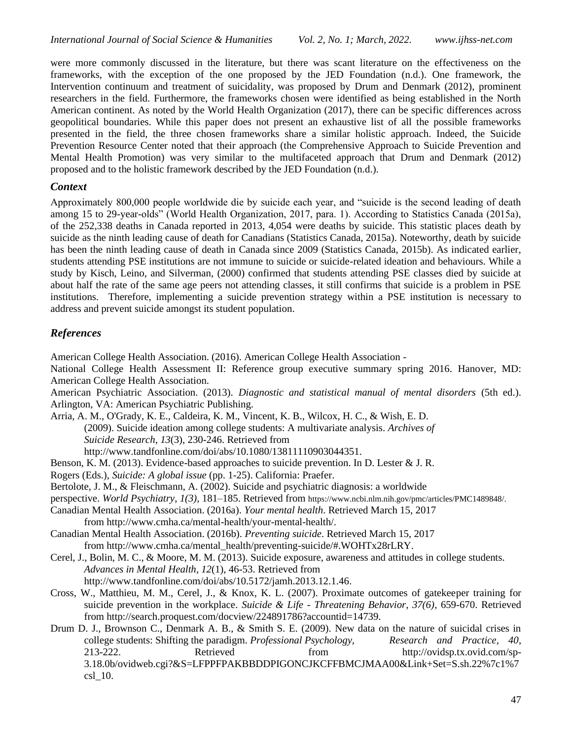were more commonly discussed in the literature, but there was scant literature on the effectiveness on the frameworks, with the exception of the one proposed by the JED Foundation (n.d.). One framework, the Intervention continuum and treatment of suicidality, was proposed by Drum and Denmark (2012), prominent researchers in the field. Furthermore, the frameworks chosen were identified as being established in the North American continent. As noted by the World Health Organization (2017), there can be specific differences across geopolitical boundaries. While this paper does not present an exhaustive list of all the possible frameworks presented in the field, the three chosen frameworks share a similar holistic approach. Indeed, the Suicide Prevention Resource Center noted that their approach (the Comprehensive Approach to Suicide Prevention and Mental Health Promotion) was very similar to the multifaceted approach that Drum and Denmark (2012) proposed and to the holistic framework described by the JED Foundation (n.d.).

## *Context*

Approximately 800,000 people worldwide die by suicide each year, and "suicide is the second leading of death among 15 to 29-year-olds" (World Health Organization, 2017, para. 1). According to Statistics Canada (2015a), of the 252,338 deaths in Canada reported in 2013, 4,054 were deaths by suicide. This statistic places death by suicide as the ninth leading cause of death for Canadians (Statistics Canada, 2015a). Noteworthy, death by suicide has been the ninth leading cause of death in Canada since 2009 (Statistics Canada, 2015b). As indicated earlier, students attending PSE institutions are not immune to suicide or suicide-related ideation and behaviours. While a study by Kisch, Leino, and Silverman, (2000) confirmed that students attending PSE classes died by suicide at about half the rate of the same age peers not attending classes, it still confirms that suicide is a problem in PSE institutions. Therefore, implementing a suicide prevention strategy within a PSE institution is necessary to address and prevent suicide amongst its student population.

## *References*

American College Health Association. (2016). American College Health Association - National College Health Assessment II: Reference group executive summary spring 2016. Hanover, MD: American College Health Association.

American Psychiatric Association. (2013). *Diagnostic and statistical manual of mental disorders* (5th ed.). Arlington, VA: American Psychiatric Publishing.

Arria, A. M., O'Grady, K. E., Caldeira, K. M., Vincent, K. B., Wilcox, H. C., & Wish, E. D. (2009). Suicide ideation among college students: A multivariate analysis. *Archives of Suicide Research*, *13*(3), 230-246. Retrieved from http://www.tandfonline.com/doi/abs/10.1080/13811110903044351.

Benson, K. M. (2013). Evidence-based approaches to suicide prevention. In D. Lester & J. R. Rogers (Eds.), *Suicide: A global issue* (pp. 1-25). California: Praefer.

Bertolote, J. M., & Fleischmann, A. (2002). Suicide and psychiatric diagnosis: a worldwide perspective. *World Psychiatry*, *1(3)*, 181–185. Retrieved from https://www.ncbi.nlm.nih.gov/pmc/articles/PMC1489848/.

Canadian Mental Health Association. (2016a). *Your mental health*. Retrieved March 15, 2017 from http://www.cmha.ca/mental-health/your-mental-health/.

Canadian Mental Health Association. (2016b). *Preventing suicide*. Retrieved March 15, 2017 from http://www.cmha.ca/mental_health/preventing-suicide/#.WOHTx28rLRY.

Cerel, J., Bolin, M. C., & Moore, M. M. (2013). Suicide exposure, awareness and attitudes in college students. *Advances in Mental Health*, *12*(1), 46-53. Retrieved from http://www.tandfonline.com/doi/abs/10.5172/jamh.2013.12.1.46.

Cross, W., Matthieu, M. M., Cerel, J., & Knox, K. L. (2007). Proximate outcomes of gatekeeper training for suicide prevention in the workplace. *Suicide & Life - Threatening Behavior*, *37(6)*, 659-670. Retrieved from http://search.proquest.com/docview/224891786?accountid=14739.

Drum D. J., Brownson C., Denmark A. B., & Smith S. E. (2009). New data on the nature of suicidal crises in college students: Shifting the paradigm. *Professional Psychology, Research and Practice*, *40*, 213-222. Retrieved from http://ovidsp.tx.ovid.com/sp-3.18.0b/ovidweb.cgi?&S=LFPPFPAKBBDDPIGONCJKCFFBMCJMAA00&Link+Set=S.sh.22%7c1%7csl_10.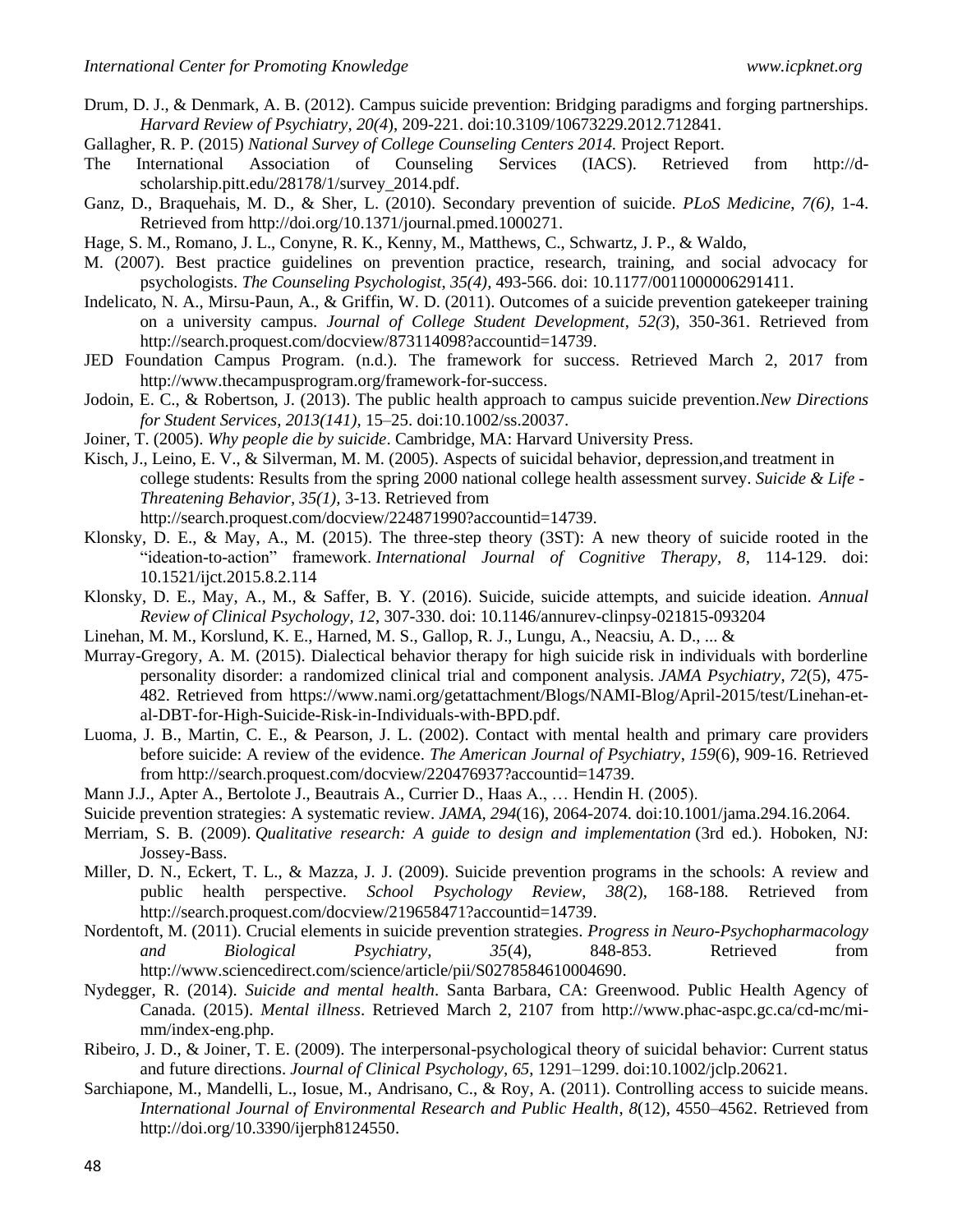Drum, D. J., & Denmark, A. B. (2012). Campus suicide prevention: Bridging paradigms and forging partnerships. *Harvard Review of Psychiatry, 20(4*), 209-221. doi:10.3109/10673229.2012.712841.

Gallagher, R. P. (2015) *National Survey of College Counseling Centers 2014.* Project Report.

The International Association of Counseling Services (IACS). Retrieved from http://d-scholarship.pitt.edu/28178/1/survey_2014.pdf.

Ganz, D., Braquehais, M. D., & Sher, L. (2010). Secondary prevention of suicide. *PLoS Medicine*, *7(6)*, 1-4. Retrieved from http://doi.org/10.1371/journal.pmed.1000271.

Hage, S. M., Romano, J. L., Conyne, R. K., Kenny, M., Matthews, C., Schwartz, J. P., & Waldo,

M. (2007). Best practice guidelines on prevention practice, research, training, and social advocacy for psychologists. *The Counseling Psychologist, 35(4),* 493-566. doi: 10.1177/0011000006291411.

Indelicato, N. A., Mirsu-Paun, A., & Griffin, W. D. (2011). Outcomes of a suicide prevention gatekeeper training on a university campus. *Journal of College Student Development*, *52(3*), 350-361. Retrieved from http://search.proquest.com/docview/873114098?accountid=14739.

JED Foundation Campus Program. (n.d.). The framework for success. Retrieved March 2, 2017 from http://www.thecampusprogram.org/framework-for-success.

Jodoin, E. C., & Robertson, J. (2013). The public health approach to campus suicide prevention.*New Directions for Student Services*, *2013(141)*, 15–25. doi:10.1002/ss.20037.

Joiner, T. (2005). *Why people die by suicide*. Cambridge, MA: Harvard University Press.

Kisch, J., Leino, E. V., & Silverman, M. M. (2005). Aspects of suicidal behavior, depression,and treatment in college students: Results from the spring 2000 national college health assessment survey. *Suicide & Life - Threatening Behavior*, *35(1)*, 3-13. Retrieved from http://search.proquest.com/docview/224871990?accountid=14739.

Klonsky, D. E., & May, A., M. (2015). The three-step theory (3ST): A new theory of suicide rooted in the "ideation-to-action" framework. *International Journal of Cognitive Therapy, 8*, 114-129. doi: 10.1521/ijct.2015.8.2.114

Klonsky, D. E., May, A., M., & Saffer, B. Y. (2016). Suicide, suicide attempts, and suicide ideation. *Annual Review of Clinical Psychology, 12*, 307-330. doi: 10.1146/annurev-clinpsy-021815-093204

Linehan, M. M., Korslund, K. E., Harned, M. S., Gallop, R. J., Lungu, A., Neacsiu, A. D., ... &

Murray-Gregory, A. M. (2015). Dialectical behavior therapy for high suicide risk in individuals with borderline personality disorder: a randomized clinical trial and component analysis. *JAMA Psychiatry*, *72*(5), 475-482. Retrieved from https://www.nami.org/getattachment/Blogs/NAMI-Blog/April-2015/test/Linehan-et-al-DBT-for-High-Suicide-Risk-in-Individuals-with-BPD.pdf.

Luoma, J. B., Martin, C. E., & Pearson, J. L. (2002). Contact with mental health and primary care providers before suicide: A review of the evidence. *The American Journal of Psychiatry*, *159*(6), 909-16. Retrieved from http://search.proquest.com/docview/220476937?accountid=14739.

Mann J.J., Apter A., Bertolote J., Beautrais A., Currier D., Haas A., … Hendin H. (2005).

Suicide prevention strategies: A systematic review. *JAMA*, *294*(16), 2064-2074. doi:10.1001/jama.294.16.2064.

Merriam, S. B. (2009). *Qualitative research: A guide to design and implementation* (3rd ed.). Hoboken, NJ: Jossey-Bass.

Miller, D. N., Eckert, T. L., & Mazza, J. J. (2009). Suicide prevention programs in the schools: A review and public health perspective. *School Psychology Review*, *38(*2), 168-188. Retrieved from http://search.proquest.com/docview/219658471?accountid=14739.

Nordentoft, M. (2011). Crucial elements in suicide prevention strategies. *Progress in Neuro-Psychopharmacology and Biological Psychiatry, 35*(4), 848-853. Retrieved from http://www.sciencedirect.com/science/article/pii/S0278584610004690.

Nydegger, R. (2014). *Suicide and mental health*. Santa Barbara, CA: Greenwood. Public Health Agency of Canada. (2015). *Mental illness*. Retrieved March 2, 2107 from http://www.phac-aspc.gc.ca/cd-mc/mi-mm/index-eng.php.

Ribeiro, J. D., & Joiner, T. E. (2009). The interpersonal-psychological theory of suicidal behavior: Current status and future directions. *Journal of Clinical Psychology, 65*, 1291–1299. doi:10.1002/jclp.20621.

Sarchiapone, M., Mandelli, L., Iosue, M., Andrisano, C., & Roy, A. (2011). Controlling access to suicide means. *International Journal of Environmental Research and Public Health, 8*(12), 4550–4562. Retrieved from http://doi.org/10.3390/ijerph8124550.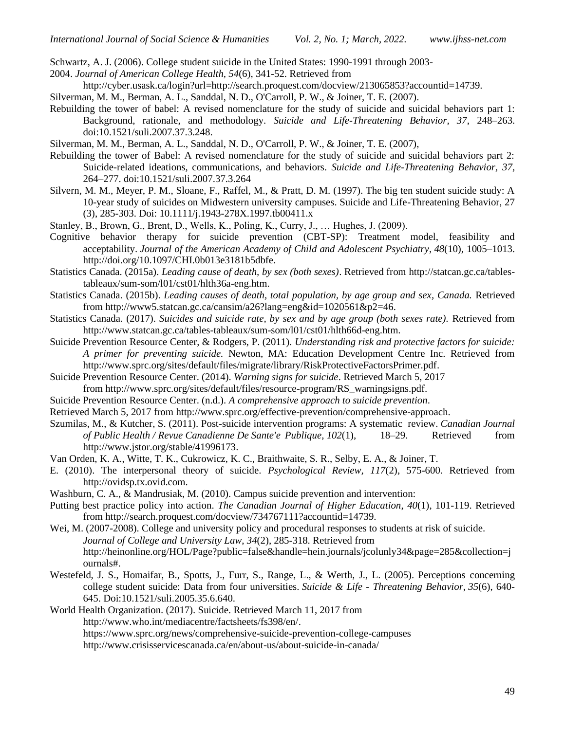Schwartz, A. J. (2006). College student suicide in the United States: 1990-1991 through 2003-2004. *Journal of American College Health, 54*(6), 341-52. Retrieved from http://cyber.usask.ca/login?url=http://search.proquest.com/docview/213065853?accountid=14739.

Silverman, M. M., Berman, A. L., Sanddal, N. D., O'Carroll, P. W., & Joiner, T. E. (2007). Rebuilding the tower of babel: A revised nomenclature for the study of suicide and suicidal behaviors part 1: Background, rationale, and methodology. *Suicide and Life-Threatening Behavior, 37*, 248–263. doi:10.1521/suli.2007.37.3.248.

Silverman, M. M., Berman, A. L., Sanddal, N. D., O'Carroll, P. W., & Joiner, T. E. (2007), Rebuilding the tower of Babel: A revised nomenclature for the study of suicide and suicidal behaviors part 2: Suicide-related ideations, communications, and behaviors. *Suicide and Life-Threatening Behavior, 37*, 264–277. doi:10.1521/suli.2007.37.3.264

Silvern, M. M., Meyer, P. M., Sloane, F., Raffel, M., & Pratt, D. M. (1997). The big ten student suicide study: A 10-year study of suicides on Midwestern university campuses. Suicide and Life-Threatening Behavior, 27 (3), 285-303. Doi: 10.1111/j.1943-278X.1997.tb00411.x

Stanley, B., Brown, G., Brent, D., Wells, K., Poling, K., Curry, J., … Hughes, J. (2009). Cognitive behavior therapy for suicide prevention (CBT-SP): Treatment model, feasibility and acceptability. *Journal of the American Academy of Child and Adolescent Psychiatry*, *48*(10), 1005–1013. http://doi.org/10.1097/CHI.0b013e3181b5dbfe.

Statistics Canada. (2015a). *Leading cause of death, by sex (both sexes)*. Retrieved from http://statcan.gc.ca/tables-tableaux/sum-som/l01/cst01/hlth36a-eng.htm.

Statistics Canada. (2015b). *Leading causes of death, total population, by age group and sex, Canada.* Retrieved from http://www5.statcan.gc.ca/cansim/a26?lang=eng&id=1020561&p2=46.

Statistics Canada. (2017). *Suicides and suicide rate, by sex and by age group (both sexes rate).* Retrieved from http://www.statcan.gc.ca/tables-tableaux/sum-som/l01/cst01/hlth66d-eng.htm.

Suicide Prevention Resource Center, & Rodgers, P. (2011). *Understanding risk and protective factors for suicide: A primer for preventing suicide.* Newton, MA: Education Development Centre Inc. Retrieved from http://www.sprc.org/sites/default/files/migrate/library/RiskProtectiveFactorsPrimer.pdf.

Suicide Prevention Resource Center. (2014). *Warning signs for suicide*. Retrieved March 5, 2017 from http://www.sprc.org/sites/default/files/resource-program/RS_warningsigns.pdf.

Suicide Prevention Resource Center. (n.d.). *A comprehensive approach to suicide prevention*. Retrieved March 5, 2017 from http://www.sprc.org/effective-prevention/comprehensive-approach.

Szumilas, M., & Kutcher, S. (2011). Post-suicide intervention programs: A systematic review. *Canadian Journal of Public Health / Revue Canadienne De Sante'e Publique*, *102*(1), 18–29. Retrieved from http://www.jstor.org/stable/41996173.

Van Orden, K. A., Witte, T. K., Cukrowicz, K. C., Braithwaite, S. R., Selby, E. A., & Joiner, T. E. (2010). The interpersonal theory of suicide. *Psychological Review*, *117*(2), 575-600. Retrieved from http://ovidsp.tx.ovid.com.

Washburn, C. A., & Mandrusiak, M. (2010). Campus suicide prevention and intervention: Putting best practice policy into action. *The Canadian Journal of Higher Education*, *40*(1), 101-119. Retrieved from http://search.proquest.com/docview/734767111?accountid=14739.

Wei, M. (2007-2008). College and university policy and procedural responses to students at risk of suicide. *Journal of College and University Law*, *34*(2), 285-318. Retrieved from http://heinonline.org/HOL/Page?public=false&handle=hein.journals/jcolunly34&page=285&collection=journals#.

Westefeld, J. S., Homaifar, B., Spotts, J., Furr, S., Range, L., & Werth, J., L. (2005). Perceptions concerning college student suicide: Data from four universities. *Suicide & Life - Threatening Behavior*, *35*(6), 640-645. Doi:10.1521/suli.2005.35.6.640.

World Health Organization. (2017). Suicide. Retrieved March 11, 2017 from http://www.who.int/mediacentre/factsheets/fs398/en/.
https://www.sprc.org/news/comprehensive-suicide-prevention-college-campuses
http://www.crisisservicescanada.ca/en/about-us/about-suicide-in-canada/